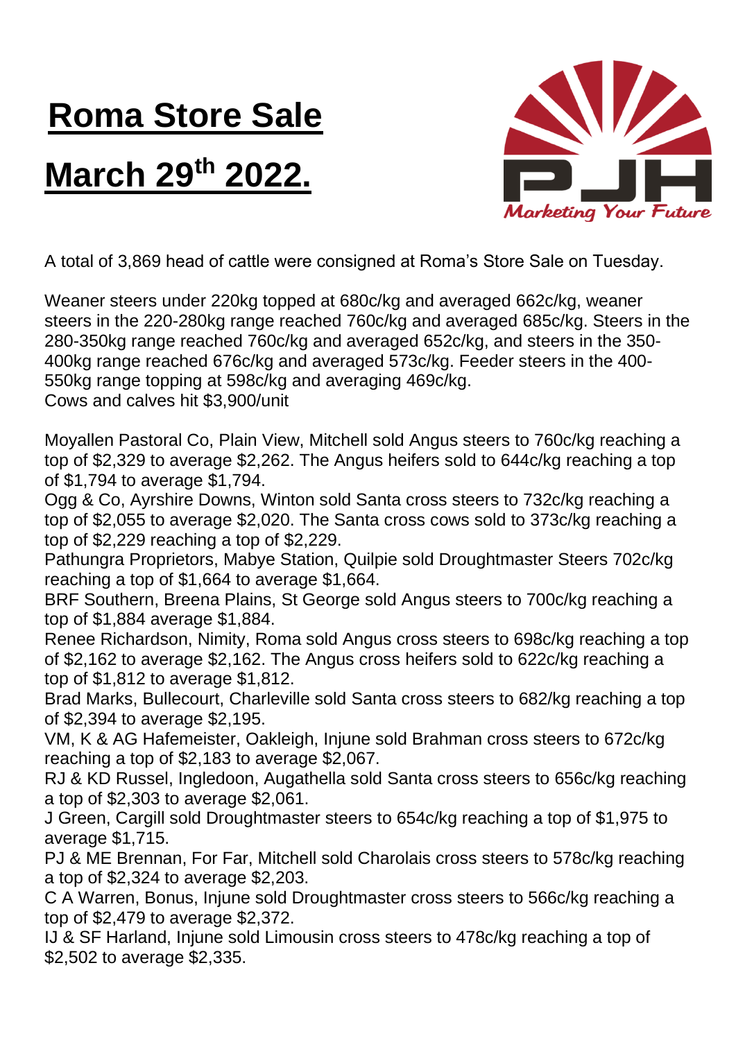# Roma Store Sale

# March 29th 2022.

A total of 3,869 head of cattle were consigned at Roma's Store Sale on Tuesday.

Weaner steers under 220kg topped at 680c/kg and averaged 662c/kg, weaner steers in the 220-280kg range reached 760c/kg and averaged 685c/kg. Steers in the 280-350kg range reached 760c/kg and averaged 652c/kg, and steers in the 350-400kg range reached 676c/kg and averaged 573c/kg. Feeder steers in the 400-550kg range topping at 598c/kg and averaging 469c/kg.
Cows and calves hit $3,900/unit

Moyallen Pastoral Co, Plain View, Mitchell sold Angus steers to 760c/kg reaching a top of $2,329 to average $2,262. The Angus heifers sold to 644c/kg reaching a top of $1,794 to average $1,794.
Ogg & Co, Ayrshire Downs, Winton sold Santa cross steers to 732c/kg reaching a top of $2,055 to average $2,020. The Santa cross cows sold to 373c/kg reaching a top of $2,229 reaching a top of $2,229.
Pathungra Proprietors, Mabye Station, Quilpie sold Droughtmaster Steers 702c/kg reaching a top of $1,664 to average $1,664.
BRF Southern, Breena Plains, St George sold Angus steers to 700c/kg reaching a top of $1,884 average $1,884.
Renee Richardson, Nimity, Roma sold Angus cross steers to 698c/kg reaching a top of $2,162 to average $2,162. The Angus cross heifers sold to 622c/kg reaching a top of $1,812 to average $1,812.
Brad Marks, Bullecourt, Charleville sold Santa cross steers to 682/kg reaching a top of $2,394 to average $2,195.
VM, K & AG Hafemeister, Oakleigh, Injune sold Brahman cross steers to 672c/kg reaching a top of $2,183 to average $2,067.
RJ & KD Russel, Ingledoon, Augathella sold Santa cross steers to 656c/kg reaching a top of $2,303 to average $2,061.
J Green, Cargill sold Droughtmaster steers to 654c/kg reaching a top of $1,975 to average $1,715.
PJ & ME Brennan, For Far, Mitchell sold Charolais cross steers to 578c/kg reaching a top of $2,324 to average $2,203.
C A Warren, Bonus, Injune sold Droughtmaster cross steers to 566c/kg reaching a top of $2,479 to average $2,372.
IJ & SF Harland, Injune sold Limousin cross steers to 478c/kg reaching a top of $2,502 to average $2,335.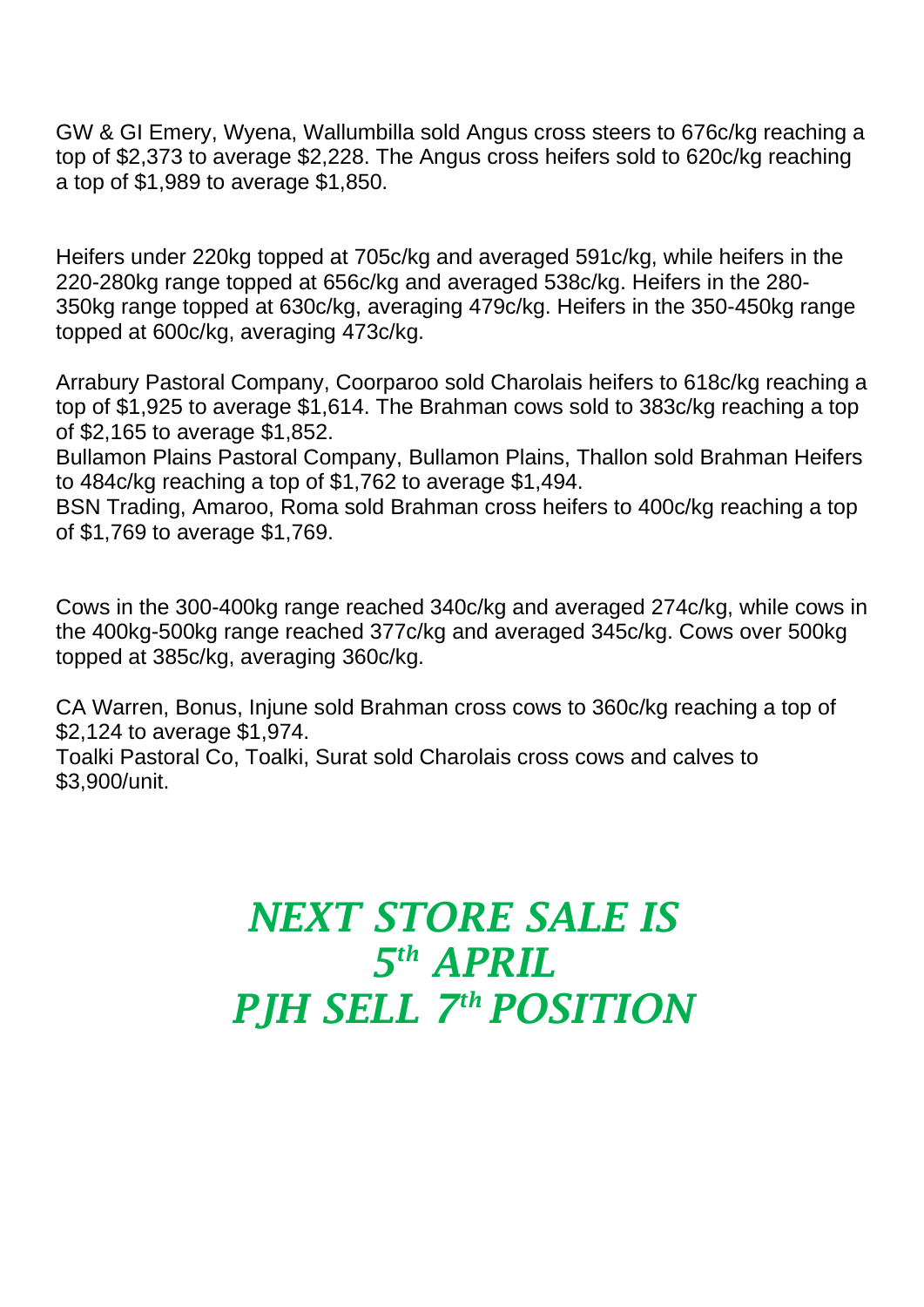GW & GI Emery, Wyena, Wallumbilla sold Angus cross steers to 676c/kg reaching a top of $2,373 to average $2,228. The Angus cross heifers sold to 620c/kg reaching a top of $1,989 to average $1,850.

Heifers under 220kg topped at 705c/kg and averaged 591c/kg, while heifers in the 220-280kg range topped at 656c/kg and averaged 538c/kg. Heifers in the 280-350kg range topped at 630c/kg, averaging 479c/kg. Heifers in the 350-450kg range topped at 600c/kg, averaging 473c/kg.

Arrabury Pastoral Company, Coorparoo sold Charolais heifers to 618c/kg reaching a top of $1,925 to average $1,614. The Brahman cows sold to 383c/kg reaching a top of $2,165 to average $1,852.
Bullamon Plains Pastoral Company, Bullamon Plains, Thallon sold Brahman Heifers to 484c/kg reaching a top of $1,762 to average $1,494.
BSN Trading, Amaroo, Roma sold Brahman cross heifers to 400c/kg reaching a top of $1,769 to average $1,769.

Cows in the 300-400kg range reached 340c/kg and averaged 274c/kg, while cows in the 400kg-500kg range reached 377c/kg and averaged 345c/kg. Cows over 500kg topped at 385c/kg, averaging 360c/kg.

CA Warren, Bonus, Injune sold Brahman cross cows to 360c/kg reaching a top of $2,124 to average $1,974.
Toalki Pastoral Co, Toalki, Surat sold Charolais cross cows and calves to $3,900/unit.

## *NEXT STORE SALE IS 5th APRIL PJH SELL 7th POSITION*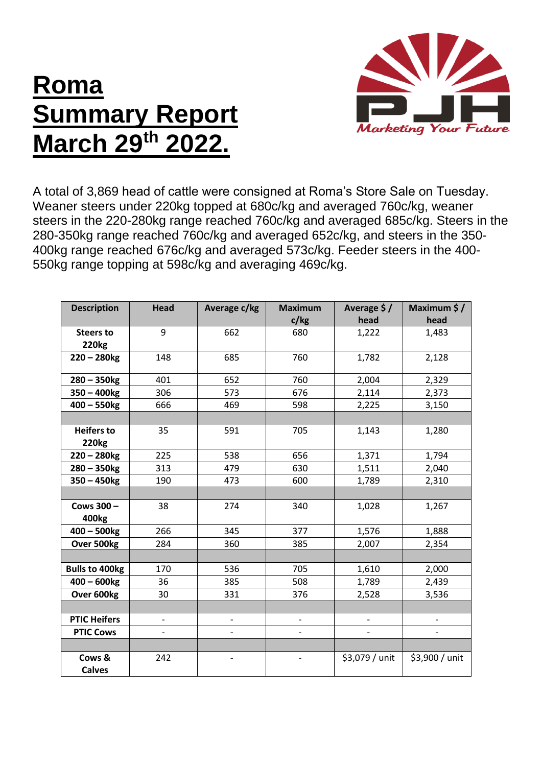# Roma Summary Report March 29th 2022.

PJH
*Marketing Your Future*

A total of 3,869 head of cattle were consigned at Roma's Store Sale on Tuesday. Weaner steers under 220kg topped at 680c/kg and averaged 760c/kg, weaner steers in the 220-280kg range reached 760c/kg and averaged 685c/kg. Steers in the 280-350kg range reached 760c/kg and averaged 652c/kg, and steers in the 350-400kg range reached 676c/kg and averaged 573c/kg. Feeder steers in the 400-550kg range topping at 598c/kg and averaging 469c/kg.

| Description | Head | Average c/kg | Maximum c/kg | Average $ / head | Maximum $ / head |
|---|---|---|---|---|---|
| **Steers to 220kg** | 9 | 662 | 680 | 1,222 | 1,483 |
| **220 – 280kg** | 148 | 685 | 760 | 1,782 | 2,128 |
| **280 – 350kg** | 401 | 652 | 760 | 2,004 | 2,329 |
| **350 – 400kg** | 306 | 573 | 676 | 2,114 | 2,373 |
| **400 – 550kg** | 666 | 469 | 598 | 2,225 | 3,150 |
| | | | | | |
| **Heifers to 220kg** | 35 | 591 | 705 | 1,143 | 1,280 |
| **220 – 280kg** | 225 | 538 | 656 | 1,371 | 1,794 |
| **280 – 350kg** | 313 | 479 | 630 | 1,511 | 2,040 |
| **350 – 450kg** | 190 | 473 | 600 | 1,789 | 2,310 |
| | | | | | |
| **Cows 300 – 400kg** | 38 | 274 | 340 | 1,028 | 1,267 |
| **400 – 500kg** | 266 | 345 | 377 | 1,576 | 1,888 |
| **Over 500kg** | 284 | 360 | 385 | 2,007 | 2,354 |
| | | | | | |
| **Bulls to 400kg** | 170 | 536 | 705 | 1,610 | 2,000 |
| **400 – 600kg** | 36 | 385 | 508 | 1,789 | 2,439 |
| **Over 600kg** | 30 | 331 | 376 | 2,528 | 3,536 |
| | | | | | |
| **PTIC Heifers** | - | - | - | - | - |
| **PTIC Cows** | - | - | - | - | - |
| | | | | | |
| **Cows & Calves** | 242 | - | - | $3,079 / unit | $3,900 / unit |